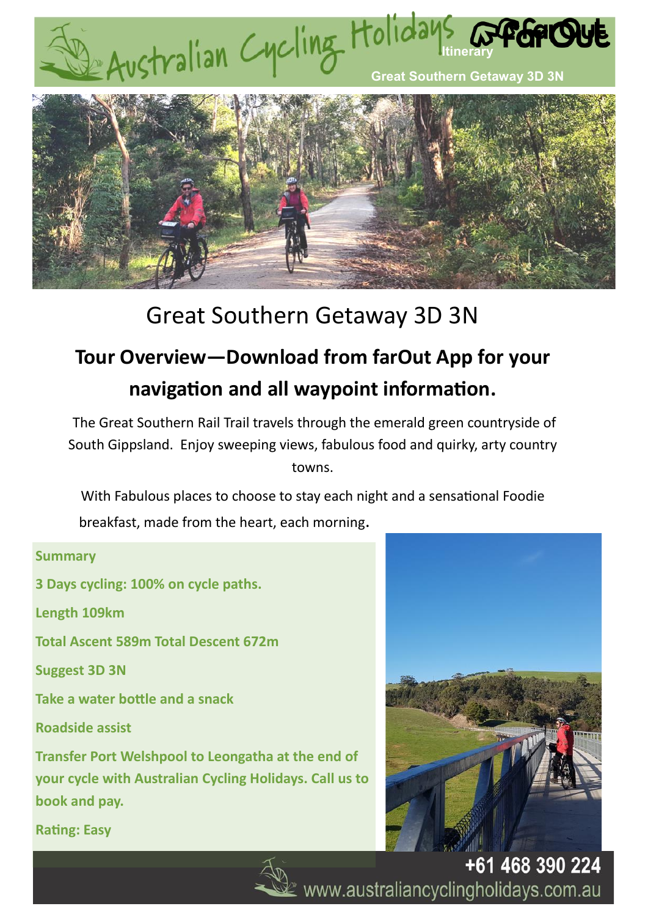# Australian Cycling Holidays

Itinerary

Great Southern Getaway 3D 3N

## Great Southern Getaway 3D 3N

### Tour Overview—Download from farOut App for your navigation and all waypoint information.

The Great Southern Rail Trail travels through the emerald green countryside of South Gippsland. Enjoy sweeping views, fabulous food and quirky, arty country towns.

With Fabulous places to choose to stay each night and a sensational Foodie breakfast, made from the heart, each morning.

**Summary**

**3 Days cycling: 100% on cycle paths.**

**Length 109km**

**Total Ascent 589m Total Descent 672m**

**Suggest 3D 3N**

**Take a water bottle and a snack**

**Roadside assist**

**Transfer Port Welshpool to Leongatha at the end of your cycle with Australian Cycling Holidays. Call us to book and pay.**

**Rating: Easy**

+61 468 390 224
www.australiancyclingholidays.com.au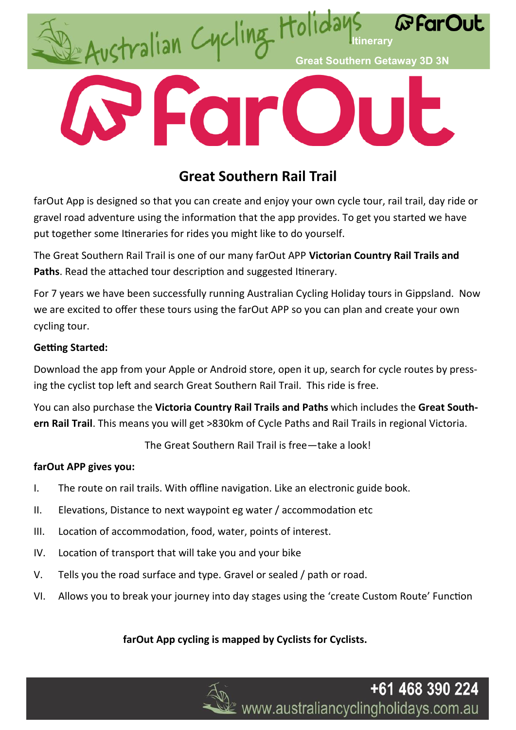# Great Southern Rail Trail

farOut App is designed so that you can create and enjoy your own cycle tour, rail trail, day ride or gravel road adventure using the information that the app provides. To get you started we have put together some Itineraries for rides you might like to do yourself.

The Great Southern Rail Trail is one of our many farOut APP **Victorian Country Rail Trails and Paths**. Read the attached tour description and suggested Itinerary.

For 7 years we have been successfully running Australian Cycling Holiday tours in Gippsland. Now we are excited to offer these tours using the farOut APP so you can plan and create your own cycling tour.

**Getting Started:**

Download the app from your Apple or Android store, open it up, search for cycle routes by pressing the cyclist top left and search Great Southern Rail Trail. This ride is free.

You can also purchase the **Victoria Country Rail Trails and Paths** which includes the **Great Southern Rail Trail**. This means you will get >830km of Cycle Paths and Rail Trails in regional Victoria.

The Great Southern Rail Trail is free—take a look!

**farOut APP gives you:**

I. The route on rail trails. With offline navigation. Like an electronic guide book.
II. Elevations, Distance to next waypoint eg water / accommodation etc
III. Location of accommodation, food, water, points of interest.
IV. Location of transport that will take you and your bike
V. Tells you the road surface and type. Gravel or sealed / path or road.
VI. Allows you to break your journey into day stages using the 'create Custom Route' Function

**farOut App cycling is mapped by Cyclists for Cyclists.**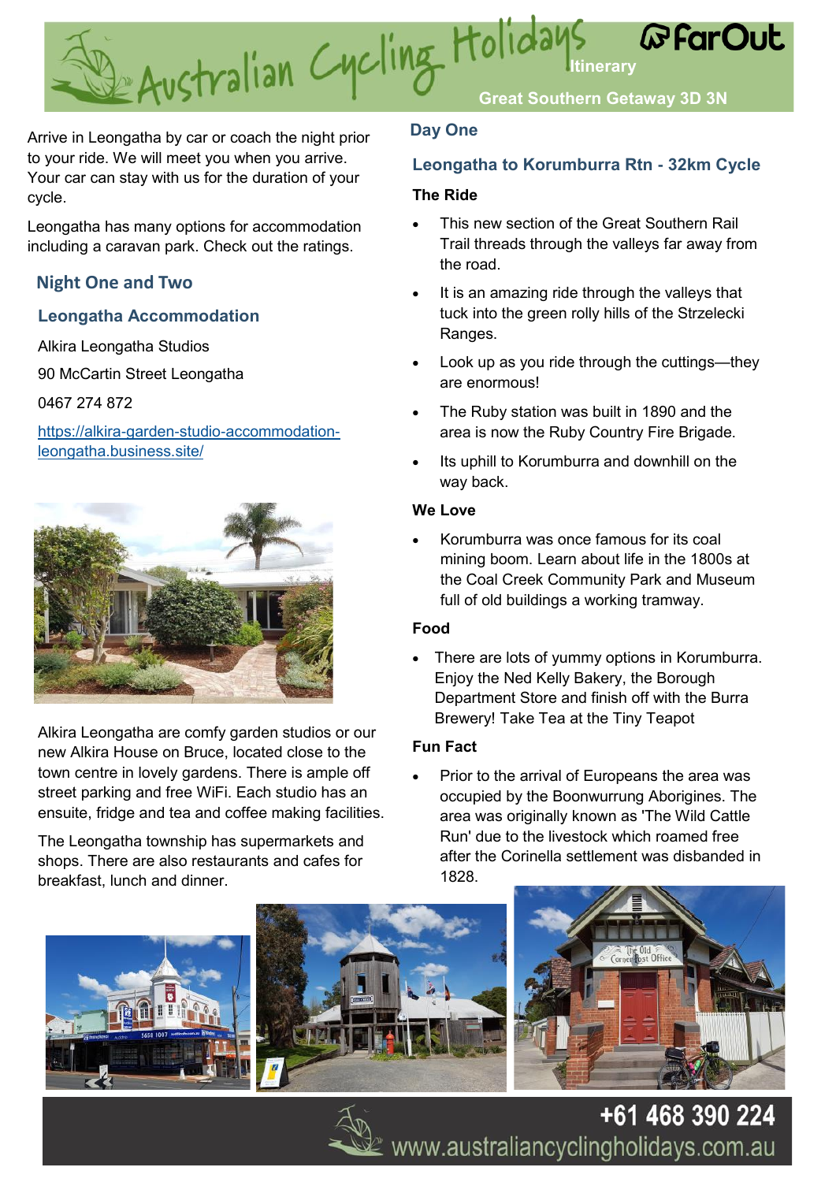# Australian Cycling Holidays

FarOut

Itinerary

Great Southern Getaway 3D 3N

Arrive in Leongatha by car or coach the night prior to your ride. We will meet you when you arrive. Your car can stay with us for the duration of your cycle.

Leongatha has many options for accommodation including a caravan park. Check out the ratings.

## Night One and Two

### Leongatha Accommodation

Alkira Leongatha Studios

90 McCartin Street Leongatha

0467 274 872

https://alkira-garden-studio-accommodation-leongatha.business.site/

Alkira Leongatha are comfy garden studios or our new Alkira House on Bruce, located close to the town centre in lovely gardens. There is ample off street parking and free WiFi. Each studio has an ensuite, fridge and tea and coffee making facilities.

The Leongatha township has supermarkets and shops. There are also restaurants and cafes for breakfast, lunch and dinner.

## Day One

### Leongatha to Korumburra Rtn - 32km Cycle

**The Ride**

- This new section of the Great Southern Rail Trail threads through the valleys far away from the road.
- It is an amazing ride through the valleys that tuck into the green rolly hills of the Strzelecki Ranges.
- Look up as you ride through the cuttings—they are enormous!
- The Ruby station was built in 1890 and the area is now the Ruby Country Fire Brigade.
- Its uphill to Korumburra and downhill on the way back.

**We Love**

- Korumburra was once famous for its coal mining boom. Learn about life in the 1800s at the Coal Creek Community Park and Museum full of old buildings a working tramway.

**Food**

- There are lots of yummy options in Korumburra. Enjoy the Ned Kelly Bakery, the Borough Department Store and finish off with the Burra Brewery! Take Tea at the Tiny Teapot

**Fun Fact**

- Prior to the arrival of Europeans the area was occupied by the Boonwurrung Aborigines. The area was originally known as 'The Wild Cattle Run' due to the livestock which roamed free after the Corinella settlement was disbanded in 1828.

+61 468 390 224

www.australiancyclingholidays.com.au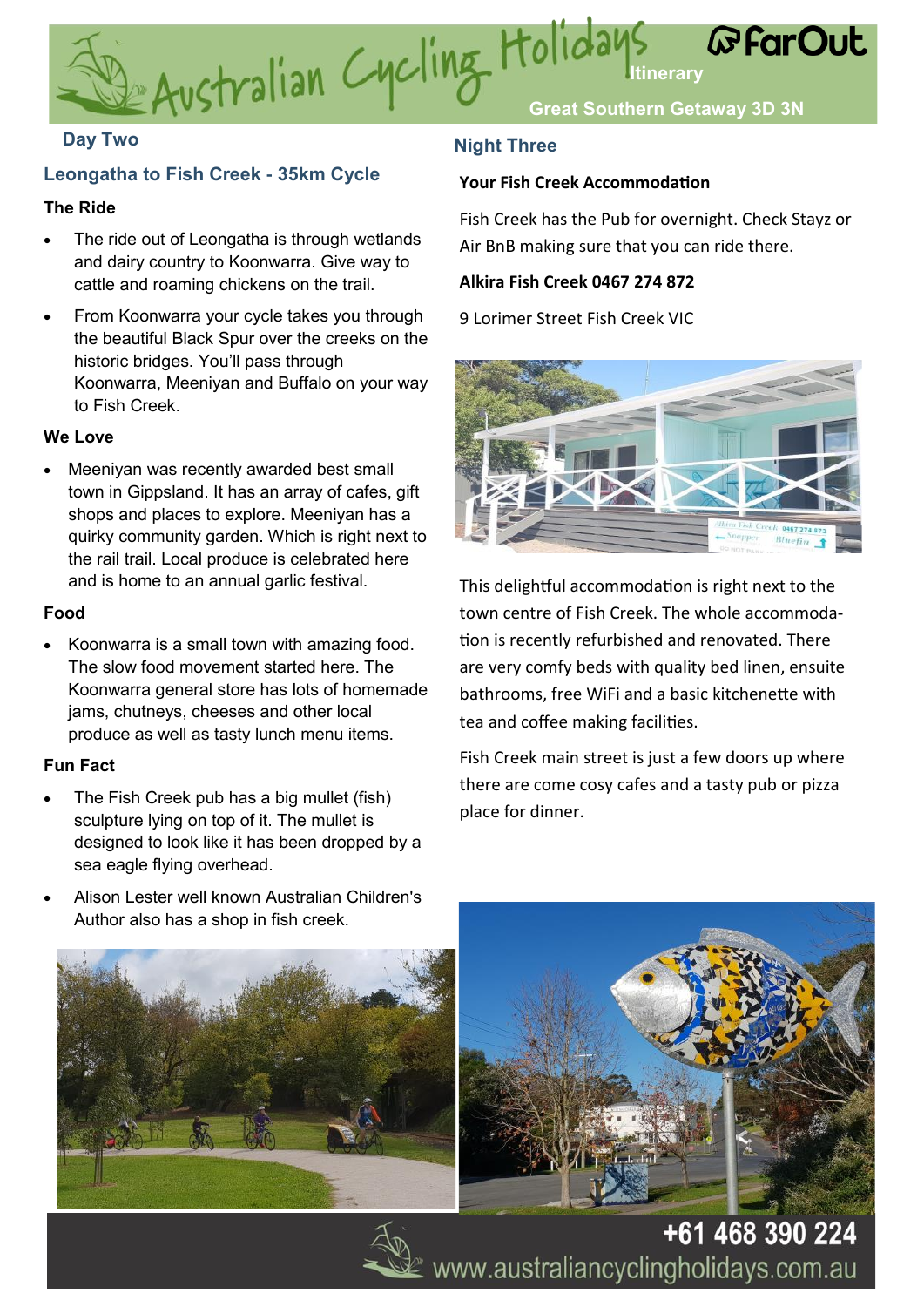## Day Two

### Leongatha to Fish Creek - 35km Cycle

**The Ride**

- The ride out of Leongatha is through wetlands and dairy country to Koonwarra. Give way to cattle and roaming chickens on the trail.
- From Koonwarra your cycle takes you through the beautiful Black Spur over the creeks on the historic bridges. You'll pass through Koonwarra, Meeniyan and Buffalo on your way to Fish Creek.

**We Love**

- Meeniyan was recently awarded best small town in Gippsland. It has an array of cafes, gift shops and places to explore. Meeniyan has a quirky community garden. Which is right next to the rail trail. Local produce is celebrated here and is home to an annual garlic festival.

**Food**

- Koonwarra is a small town with amazing food. The slow food movement started here. The Koonwarra general store has lots of homemade jams, chutneys, cheeses and other local produce as well as tasty lunch menu items.

**Fun Fact**

- The Fish Creek pub has a big mullet (fish) sculpture lying on top of it. The mullet is designed to look like it has been dropped by a sea eagle flying overhead.
- Alison Lester well known Australian Children's Author also has a shop in fish creek.

## Night Three

**Your Fish Creek Accommodation**

Fish Creek has the Pub for overnight. Check Stayz or Air BnB making sure that you can ride there.

**Alkira Fish Creek 0467 274 872**

9 Lorimer Street Fish Creek VIC

This delightful accommodation is right next to the town centre of Fish Creek. The whole accommodation is recently refurbished and renovated. There are very comfy beds with quality bed linen, ensuite bathrooms, free WiFi and a basic kitchenette with tea and coffee making facilities.

Fish Creek main street is just a few doors up where there are come cosy cafes and a tasty pub or pizza place for dinner.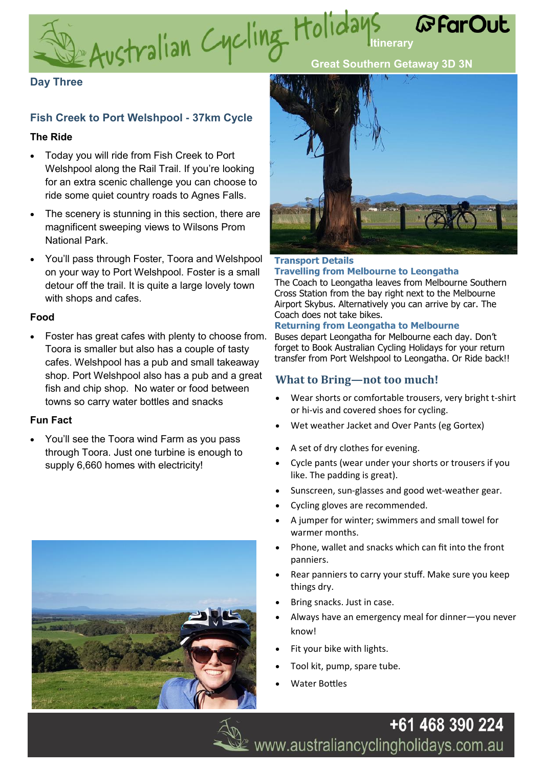## Day Three

### Fish Creek to Port Welshpool - 37km Cycle

**The Ride**

- Today you will ride from Fish Creek to Port Welshpool along the Rail Trail. If you're looking for an extra scenic challenge you can choose to ride some quiet country roads to Agnes Falls.
- The scenery is stunning in this section, there are magnificent sweeping views to Wilsons Prom National Park.
- You'll pass through Foster, Toora and Welshpool on your way to Port Welshpool. Foster is a small detour off the trail. It is quite a large lovely town with shops and cafes.

**Food**

- Foster has great cafes with plenty to choose from. Toora is smaller but also has a couple of tasty cafes. Welshpool has a pub and small takeaway shop. Port Welshpool also has a pub and a great fish and chip shop. No water or food between towns so carry water bottles and snacks

**Fun Fact**

- You'll see the Toora wind Farm as you pass through Toora. Just one turbine is enough to supply 6,660 homes with electricity!

**Transport Details**

**Travelling from Melbourne to Leongatha**

The Coach to Leongatha leaves from Melbourne Southern Cross Station from the bay right next to the Melbourne Airport Skybus. Alternatively you can arrive by car. The Coach does not take bikes.

**Returning from Leongatha to Melbourne**

Buses depart Leongatha for Melbourne each day. Don't forget to Book Australian Cycling Holidays for your return transfer from Port Welshpool to Leongatha. Or Ride back!!

### What to Bring—not too much!

- Wear shorts or comfortable trousers, very bright t-shirt or hi-vis and covered shoes for cycling.
- Wet weather Jacket and Over Pants (eg Gortex)
- A set of dry clothes for evening.
- Cycle pants (wear under your shorts or trousers if you like. The padding is great).
- Sunscreen, sun-glasses and good wet-weather gear.
- Cycling gloves are recommended.
- A jumper for winter; swimmers and small towel for warmer months.
- Phone, wallet and snacks which can fit into the front panniers.
- Rear panniers to carry your stuff. Make sure you keep things dry.
- Bring snacks. Just in case.
- Always have an emergency meal for dinner—you never know!
- Fit your bike with lights.
- Tool kit, pump, spare tube.
- Water Bottles

+61 468 390 224
www.australiancyclingholidays.com.au